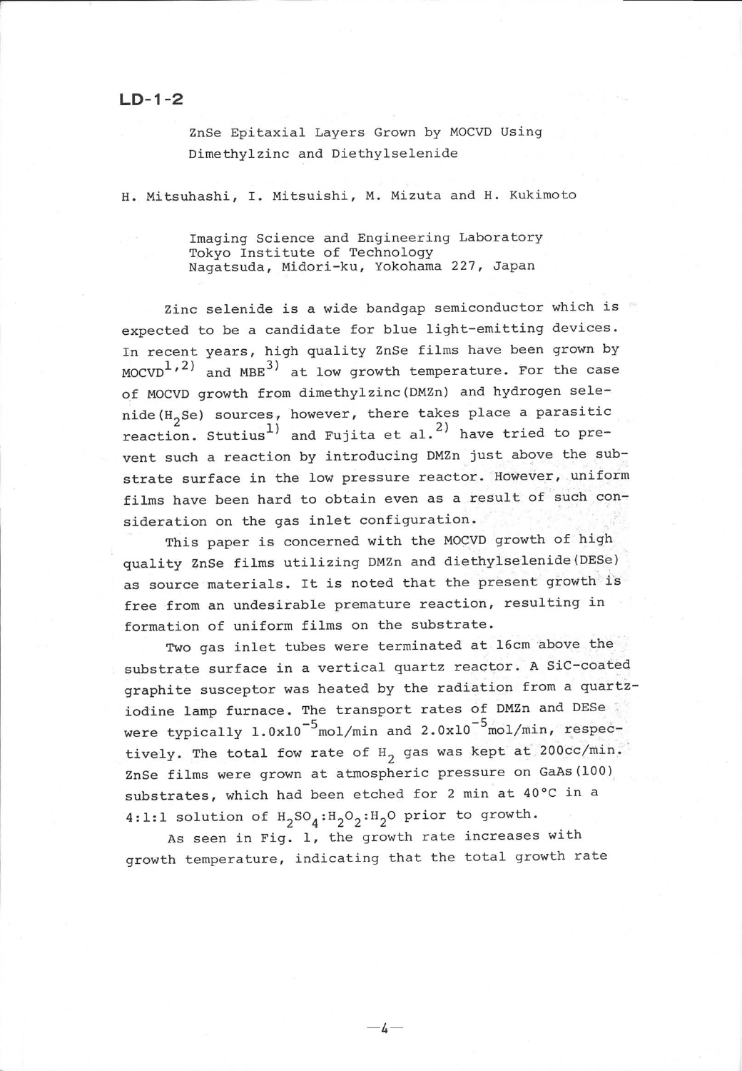**LD-1-2**

# ZnSe Epitaxial Layers Grown by MOCVD Using Dimethylzinc and Diethylselenide

H. Mitsuhashi, I. Mitsuishi, M. Mizuta and H. Kukimoto

Imaging Science and Engineering Laboratory
Tokyo Institute of Technology
Nagatsuda, Midori-ku, Yokohama 227, Japan

Zinc selenide is a wide bandgap semiconductor which is expected to be a candidate for blue light-emitting devices. In recent years, high quality ZnSe films have been grown by MOCVD[1,2] and MBE[3] at low growth temperature. For the case of MOCVD growth from dimethylzinc(DMZn) and hydrogen selenide($H_2Se$) sources, however, there takes place a parasitic reaction. Stutius[1] and Fujita et al.[2] have tried to prevent such a reaction by introducing DMZn just above the substrate surface in the low pressure reactor. However, uniform films have been hard to obtain even as a result of such consideration on the gas inlet configuration.

This paper is concerned with the MOCVD growth of high quality ZnSe films utilizing DMZn and diethylselenide(DESe) as source materials. It is noted that the present growth is free from an undesirable premature reaction, resulting in formation of uniform films on the substrate.

Two gas inlet tubes were terminated at 16cm above the substrate surface in a vertical quartz reactor. A SiC-coated graphite susceptor was heated by the radiation from a quartz-iodine lamp furnace. The transport rates of DMZn and DESe were typically $1.0\text{x}10^{-5}$mol/min and $2.0\text{x}10^{-5}$mol/min, respectively. The total fow rate of $H_2$ gas was kept at 200cc/min. ZnSe films were grown at atmospheric pressure on GaAs(100) substrates, which had been etched for 2 min at 40°C in a 4:1:1 solution of $H_2SO_4$:$H_2O_2$:$H_2O$ prior to growth.

As seen in Fig. 1, the growth rate increases with growth temperature, indicating that the total growth rate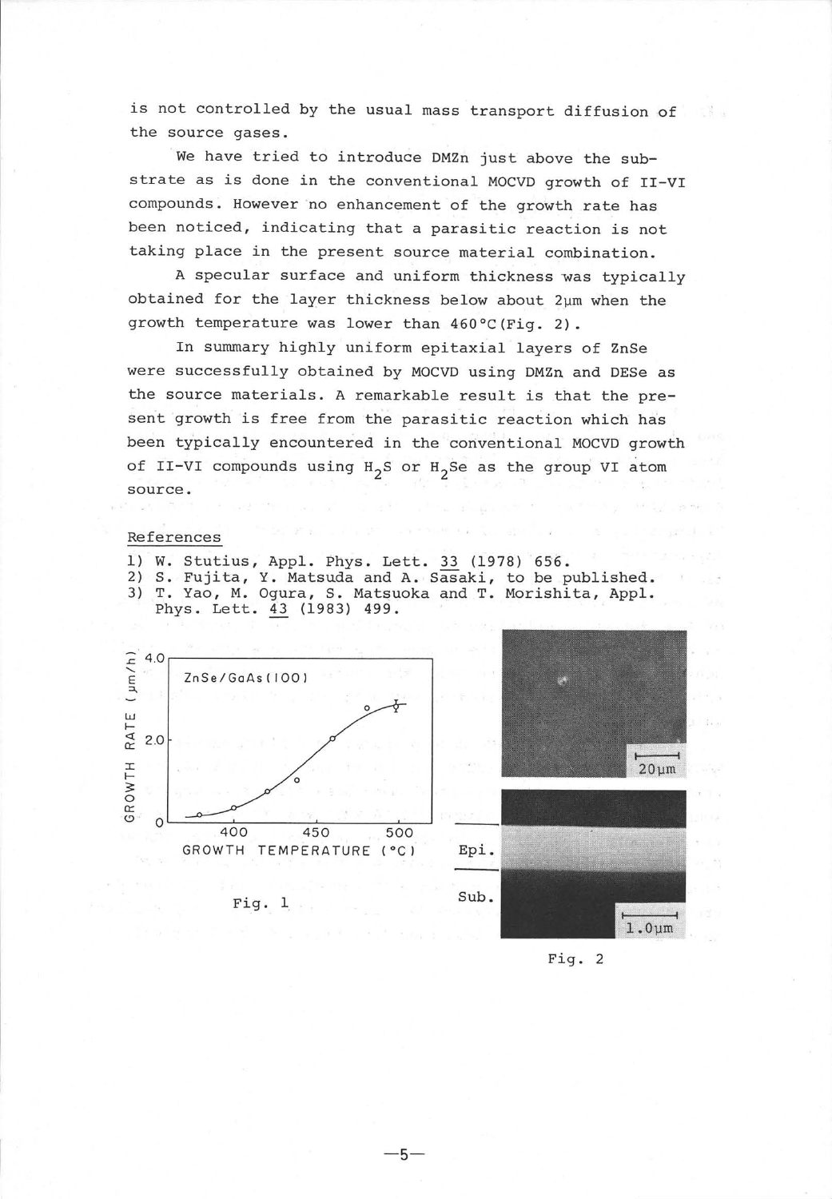is not controlled by the usual mass transport diffusion of the source gases.

We have tried to introduce DMZn just above the substrate as is done in the conventional MOCVD growth of II-VI compounds. However no enhancement of the growth rate has been noticed, indicating that a parasitic reaction is not taking place in the present source material combination.

A specular surface and uniform thickness was typically obtained for the layer thickness below about 2μm when the growth temperature was lower than 460°C(Fig. 2).

In summary highly uniform epitaxial layers of ZnSe were successfully obtained by MOCVD using DMZn and DESe as the source materials. A remarkable result is that the present growth is free from the parasitic reaction which has been typically encountered in the conventional MOCVD growth of II-VI compounds using $H_2S$ or $H_2Se$ as the group VI atom source.

References

1) W. Stutius, Appl. Phys. Lett. 33 (1978) 656.
2) S. Fujita, Y. Matsuda and A. Sasaki, to be published.
3) T. Yao, M. Ogura, S. Matsuoka and T. Morishita, Appl. Phys. Lett. 43 (1983) 499.

ZnSe/GaAs(100)

GROWTH RATE (μm/h)

4.0
2.0
0

400
450
500

GROWTH TEMPERATURE (°C)

Fig. 1

20μm

Epi.

Sub.

1.0μm

Fig. 2